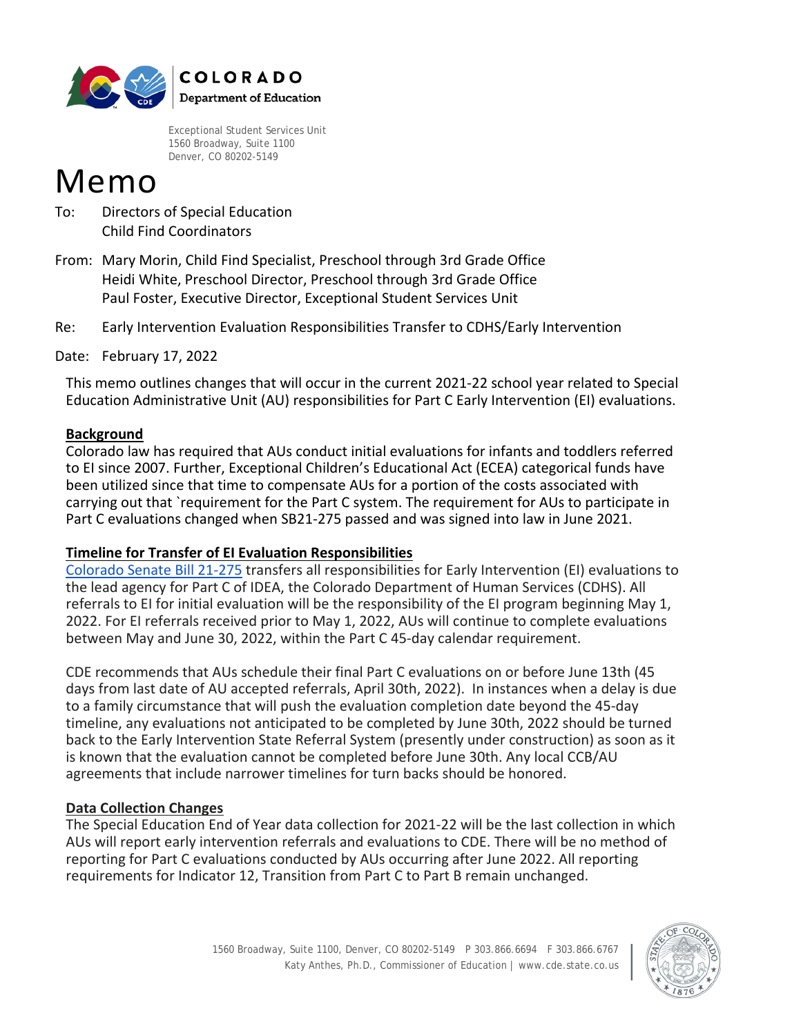COLORADO
Department of Education

Exceptional Student Services Unit
1560 Broadway, Suite 1100
Denver, CO 80202-5149

# Memo

To: Directors of Special Education
Child Find Coordinators

From: Mary Morin, Child Find Specialist, Preschool through 3rd Grade Office
Heidi White, Preschool Director, Preschool through 3rd Grade Office
Paul Foster, Executive Director, Exceptional Student Services Unit

Re: Early Intervention Evaluation Responsibilities Transfer to CDHS/Early Intervention

Date: February 17, 2022

This memo outlines changes that will occur in the current 2021-22 school year related to Special Education Administrative Unit (AU) responsibilities for Part C Early Intervention (EI) evaluations.

## Background

Colorado law has required that AUs conduct initial evaluations for infants and toddlers referred to EI since 2007. Further, Exceptional Children's Educational Act (ECEA) categorical funds have been utilized since that time to compensate AUs for a portion of the costs associated with carrying out that `requirement for the Part C system. The requirement for AUs to participate in Part C evaluations changed when SB21-275 passed and was signed into law in June 2021.

## Timeline for Transfer of EI Evaluation Responsibilities

Colorado Senate Bill 21-275 transfers all responsibilities for Early Intervention (EI) evaluations to the lead agency for Part C of IDEA, the Colorado Department of Human Services (CDHS). All referrals to EI for initial evaluation will be the responsibility of the EI program beginning May 1, 2022. For EI referrals received prior to May 1, 2022, AUs will continue to complete evaluations between May and June 30, 2022, within the Part C 45-day calendar requirement.

CDE recommends that AUs schedule their final Part C evaluations on or before June 13th (45 days from last date of AU accepted referrals, April 30th, 2022). In instances when a delay is due to a family circumstance that will push the evaluation completion date beyond the 45-day timeline, any evaluations not anticipated to be completed by June 30th, 2022 should be turned back to the Early Intervention State Referral System (presently under construction) as soon as it is known that the evaluation cannot be completed before June 30th. Any local CCB/AU agreements that include narrower timelines for turn backs should be honored.

## Data Collection Changes

The Special Education End of Year data collection for 2021-22 will be the last collection in which AUs will report early intervention referrals and evaluations to CDE. There will be no method of reporting for Part C evaluations conducted by AUs occurring after June 2022. All reporting requirements for Indicator 12, Transition from Part C to Part B remain unchanged.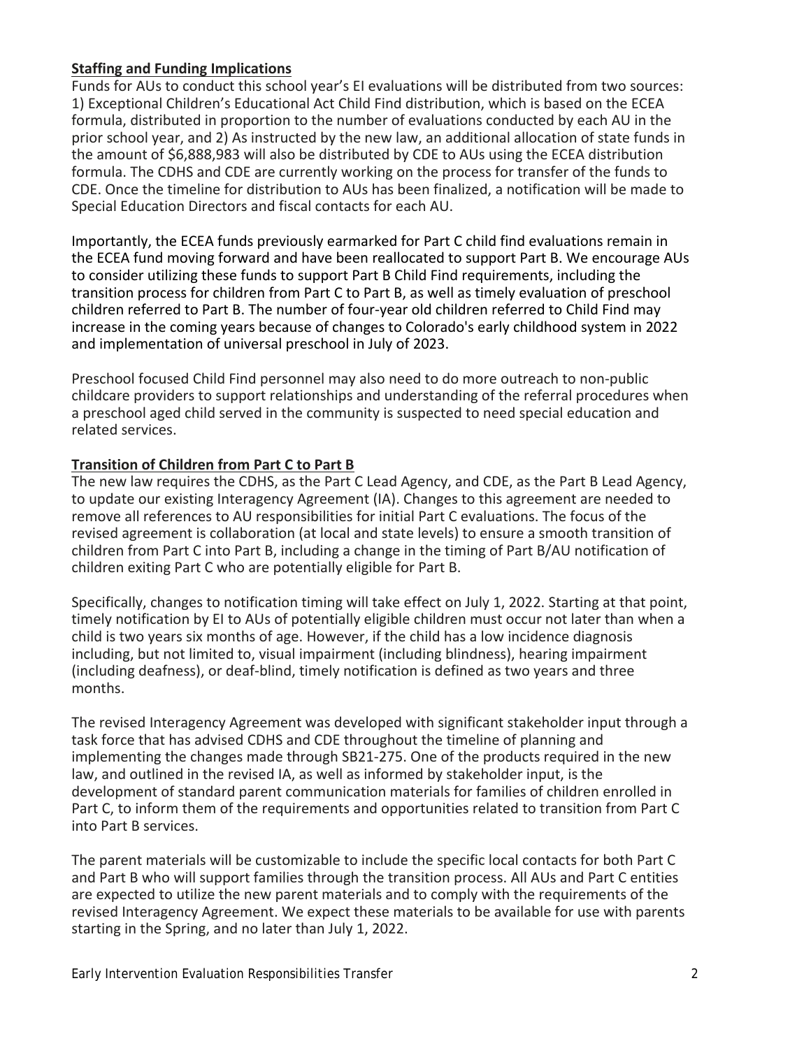**Staffing and Funding Implications**

Funds for AUs to conduct this school year's EI evaluations will be distributed from two sources: 1) Exceptional Children's Educational Act Child Find distribution, which is based on the ECEA formula, distributed in proportion to the number of evaluations conducted by each AU in the prior school year, and 2) As instructed by the new law, an additional allocation of state funds in the amount of $6,888,983 will also be distributed by CDE to AUs using the ECEA distribution formula. The CDHS and CDE are currently working on the process for transfer of the funds to CDE. Once the timeline for distribution to AUs has been finalized, a notification will be made to Special Education Directors and fiscal contacts for each AU.

Importantly, the ECEA funds previously earmarked for Part C child find evaluations remain in the ECEA fund moving forward and have been reallocated to support Part B. We encourage AUs to consider utilizing these funds to support Part B Child Find requirements, including the transition process for children from Part C to Part B, as well as timely evaluation of preschool children referred to Part B. The number of four-year old children referred to Child Find may increase in the coming years because of changes to Colorado's early childhood system in 2022 and implementation of universal preschool in July of 2023.

Preschool focused Child Find personnel may also need to do more outreach to non-public childcare providers to support relationships and understanding of the referral procedures when a preschool aged child served in the community is suspected to need special education and related services.

**Transition of Children from Part C to Part B**

The new law requires the CDHS, as the Part C Lead Agency, and CDE, as the Part B Lead Agency, to update our existing Interagency Agreement (IA). Changes to this agreement are needed to remove all references to AU responsibilities for initial Part C evaluations. The focus of the revised agreement is collaboration (at local and state levels) to ensure a smooth transition of children from Part C into Part B, including a change in the timing of Part B/AU notification of children exiting Part C who are potentially eligible for Part B.

Specifically, changes to notification timing will take effect on July 1, 2022. Starting at that point, timely notification by EI to AUs of potentially eligible children must occur not later than when a child is two years six months of age. However, if the child has a low incidence diagnosis including, but not limited to, visual impairment (including blindness), hearing impairment (including deafness), or deaf-blind, timely notification is defined as two years and three months.

The revised Interagency Agreement was developed with significant stakeholder input through a task force that has advised CDHS and CDE throughout the timeline of planning and implementing the changes made through SB21-275. One of the products required in the new law, and outlined in the revised IA, as well as informed by stakeholder input, is the development of standard parent communication materials for families of children enrolled in Part C, to inform them of the requirements and opportunities related to transition from Part C into Part B services.

The parent materials will be customizable to include the specific local contacts for both Part C and Part B who will support families through the transition process. All AUs and Part C entities are expected to utilize the new parent materials and to comply with the requirements of the revised Interagency Agreement. We expect these materials to be available for use with parents starting in the Spring, and no later than July 1, 2022.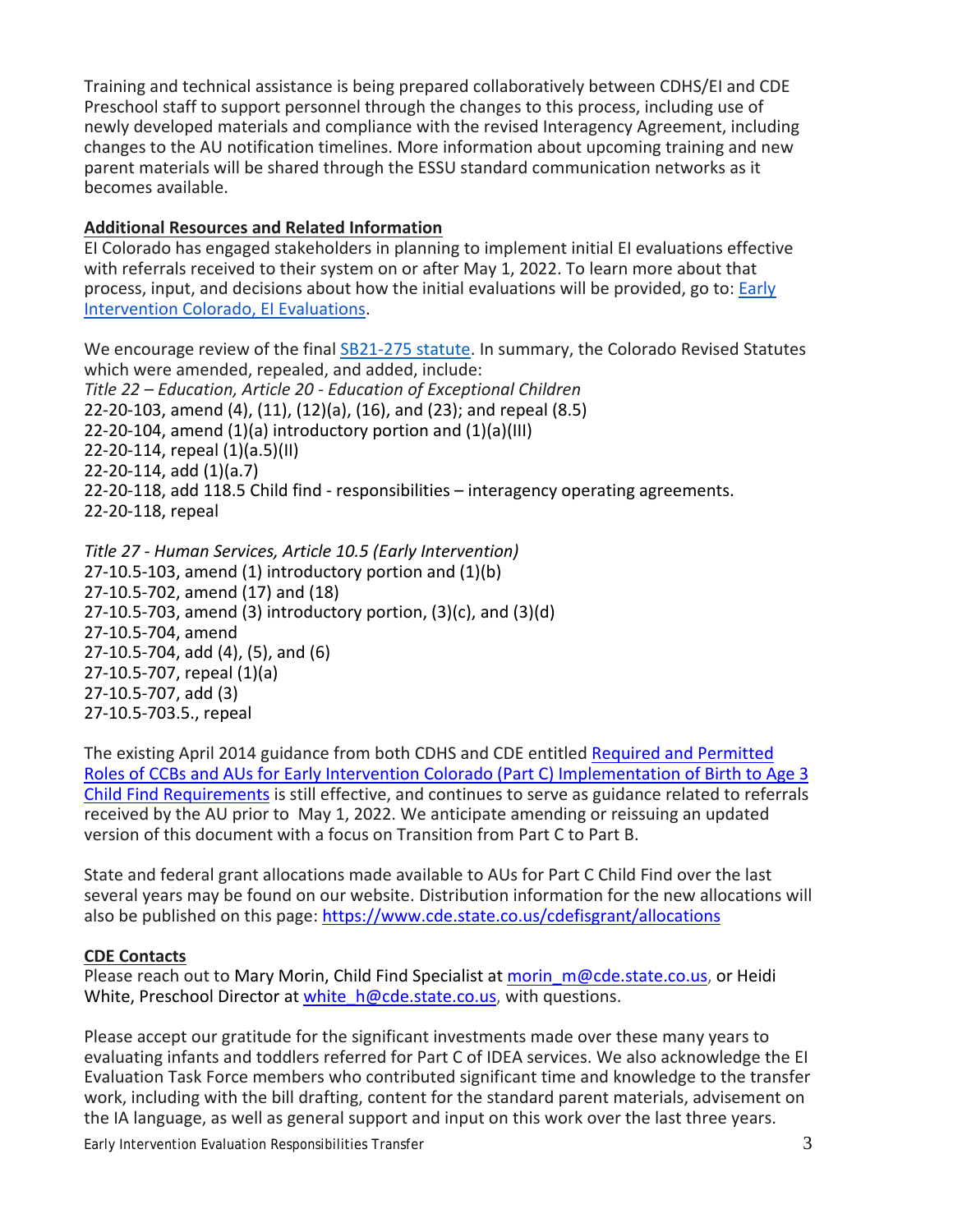Training and technical assistance is being prepared collaboratively between CDHS/EI and CDE Preschool staff to support personnel through the changes to this process, including use of newly developed materials and compliance with the revised Interagency Agreement, including changes to the AU notification timelines. More information about upcoming training and new parent materials will be shared through the ESSU standard communication networks as it becomes available.

**Additional Resources and Related Information**

EI Colorado has engaged stakeholders in planning to implement initial EI evaluations effective with referrals received to their system on or after May 1, 2022. To learn more about that process, input, and decisions about how the initial evaluations will be provided, go to: [Early Intervention Colorado, EI Evaluations](#).

We encourage review of the final [SB21-275 statute](#). In summary, the Colorado Revised Statutes which were amended, repealed, and added, include:

*Title 22 – Education, Article 20 - Education of Exceptional Children*
22-20-103, amend (4), (11), (12)(a), (16), and (23); and repeal (8.5)
22-20-104, amend (1)(a) introductory portion and (1)(a)(III)
22-20-114, repeal (1)(a.5)(II)
22-20-114, add (1)(a.7)
22-20-118, add 118.5 Child find - responsibilities – interagency operating agreements.
22-20-118, repeal

*Title 27 - Human Services, Article 10.5 (Early Intervention)*
27-10.5-103, amend (1) introductory portion and (1)(b)
27-10.5-702, amend (17) and (18)
27-10.5-703, amend (3) introductory portion, (3)(c), and (3)(d)
27-10.5-704, amend
27-10.5-704, add (4), (5), and (6)
27-10.5-707, repeal (1)(a)
27-10.5-707, add (3)
27-10.5-703.5., repeal

The existing April 2014 guidance from both CDHS and CDE entitled [Required and Permitted Roles of CCBs and AUs for Early Intervention Colorado (Part C) Implementation of Birth to Age 3 Child Find Requirements](#) is still effective, and continues to serve as guidance related to referrals received by the AU prior to May 1, 2022. We anticipate amending or reissuing an updated version of this document with a focus on Transition from Part C to Part B.

State and federal grant allocations made available to AUs for Part C Child Find over the last several years may be found on our website. Distribution information for the new allocations will also be published on this page: https://www.cde.state.co.us/cdefisgrant/allocations

**CDE Contacts**

Please reach out to Mary Morin, Child Find Specialist at morin_m@cde.state.co.us, or Heidi White, Preschool Director at white_h@cde.state.co.us, with questions.

Please accept our gratitude for the significant investments made over these many years to evaluating infants and toddlers referred for Part C of IDEA services. We also acknowledge the EI Evaluation Task Force members who contributed significant time and knowledge to the transfer work, including with the bill drafting, content for the standard parent materials, advisement on the IA language, as well as general support and input on this work over the last three years.